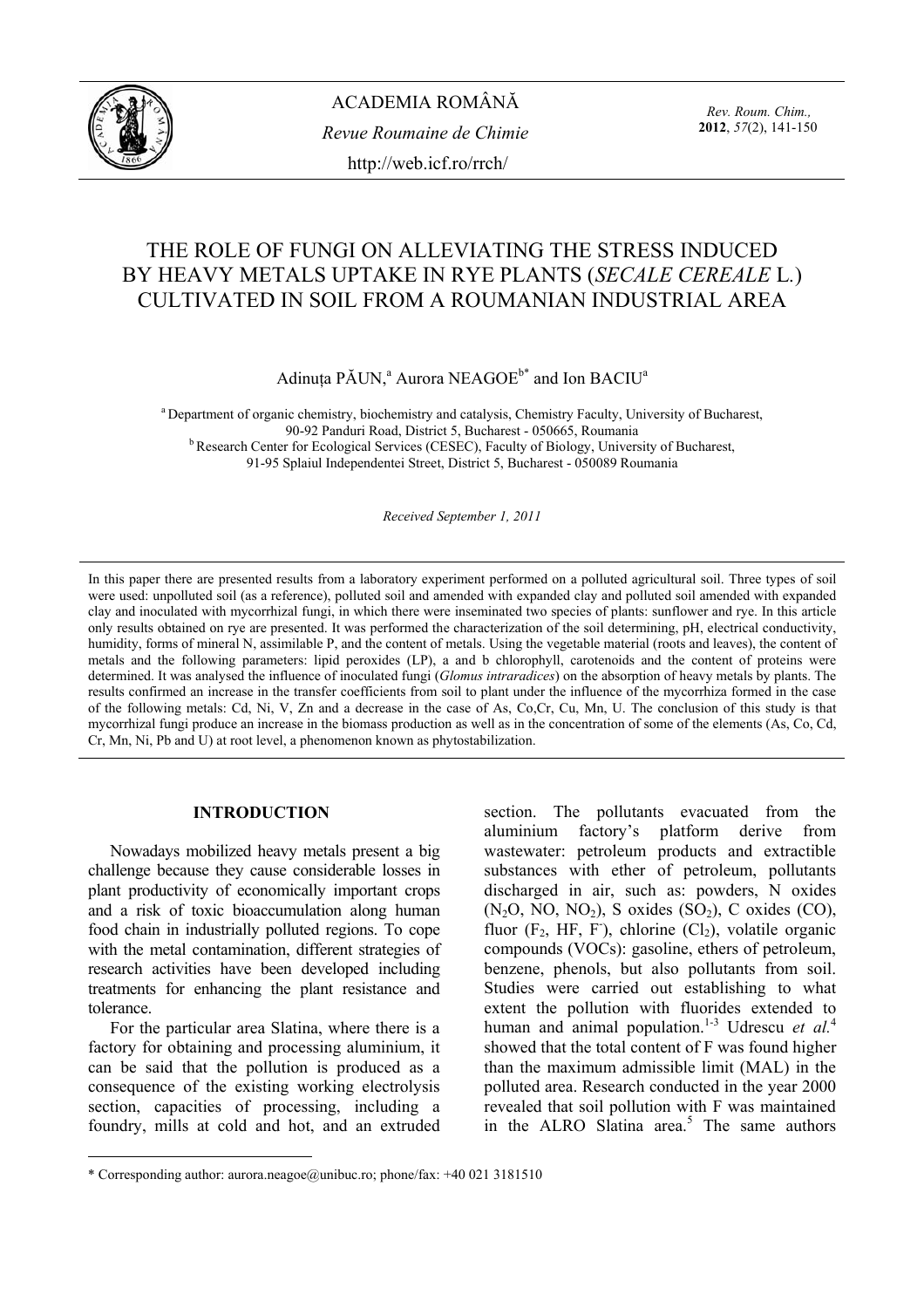ACADEMIA ROMÂNĂ

*Revue Roumaine de Chimie*

http://web.icf.ro/rrch/

# THE ROLE OF FUNGI ON ALLEVIATING THE STRESS INDUCED BY HEAVY METALS UPTAKE IN RYE PLANTS (*SECALE CEREALE* L.) CULTIVATED IN SOIL FROM A ROUMANIAN INDUSTRIAL AREA

Adinuța PĂUN,[a] Aurora NEAGOE[b*] and Ion BACIU[a]

[a] Department of organic chemistry, biochemistry and catalysis, Chemistry Faculty, University of Bucharest, 90-92 Panduri Road, District 5, Bucharest - 050665, Roumania

[b] Research Center for Ecological Services (CESEC), Faculty of Biology, University of Bucharest, 91-95 Splaiul Independentei Street, District 5, Bucharest - 050089 Roumania

*Received September 1, 2011*

In this paper there are presented results from a laboratory experiment performed on a polluted agricultural soil. Three types of soil were used: unpolluted soil (as a reference), polluted soil and amended with expanded clay and polluted soil amended with expanded clay and inoculated with mycorrhizal fungi, in which there were inseminated two species of plants: sunflower and rye. In this article only results obtained on rye are presented. It was performed the characterization of the soil determining, pH, electrical conductivity, humidity, forms of mineral N, assimilable P, and the content of metals. Using the vegetable material (roots and leaves), the content of metals and the following parameters: lipid peroxides (LP), a and b chlorophyll, carotenoids and the content of proteins were determined. It was analysed the influence of inoculated fungi (*Glomus intraradices*) on the absorption of heavy metals by plants. The results confirmed an increase in the transfer coefficients from soil to plant under the influence of the mycorrhiza formed in the case of the following metals: Cd, Ni, V, Zn and a decrease in the case of As, Co,Cr, Cu, Mn, U. The conclusion of this study is that mycorrhizal fungi produce an increase in the biomass production as well as in the concentration of some of the elements (As, Co, Cd, Cr, Mn, Ni, Pb and U) at root level, a phenomenon known as phytostabilization.

## INTRODUCTION

Nowadays mobilized heavy metals present a big challenge because they cause considerable losses in plant productivity of economically important crops and a risk of toxic bioaccumulation along human food chain in industrially polluted regions. To cope with the metal contamination, different strategies of research activities have been developed including treatments for enhancing the plant resistance and tolerance.

For the particular area Slatina, where there is a factory for obtaining and processing aluminium, it can be said that the pollution is produced as a consequence of the existing working electrolysis section, capacities of processing, including a foundry, mills at cold and hot, and an extruded section. The pollutants evacuated from the aluminium factory's platform derive from wastewater: petroleum products and extractible substances with ether of petroleum, pollutants discharged in air, such as: powders, N oxides ($N_2O$, $NO$, $NO_2$), S oxides ($SO_2$), C oxides (CO), fluor ($F_2$, HF, $F^-$), chlorine ($Cl_2$), volatile organic compounds (VOCs): gasoline, ethers of petroleum, benzene, phenols, but also pollutants from soil. Studies were carried out establishing to what extent the pollution with fluorides extended to human and animal population.[1-3] Udrescu *et al.*[4] showed that the total content of F was found higher than the maximum admissible limit (MAL) in the polluted area. Research conducted in the year 2000 revealed that soil pollution with F was maintained in the ALRO Slatina area.[5] The same authors

\* Corresponding author: aurora.neagoe@unibuc.ro; phone/fax: +40 021 3181510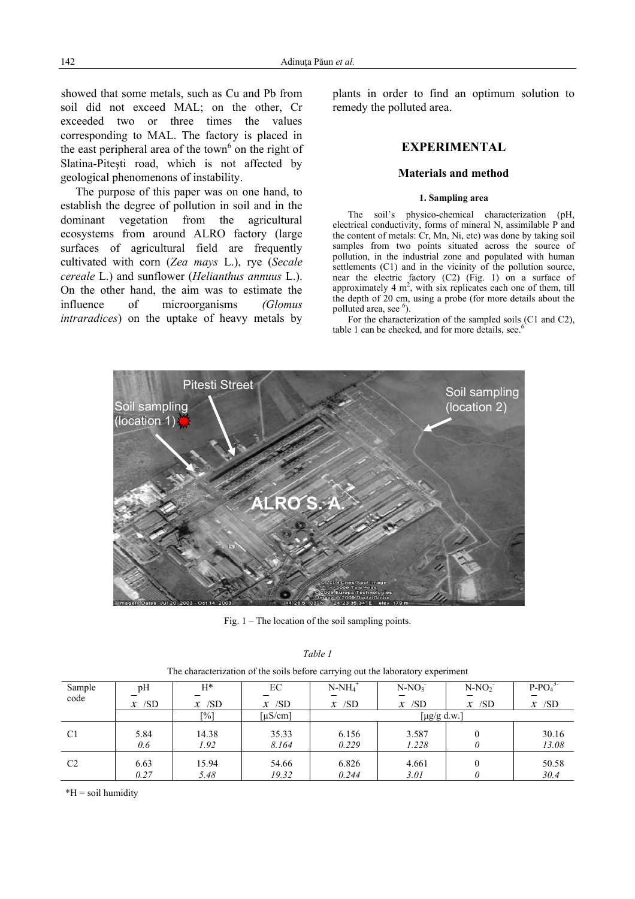showed that some metals, such as Cu and Pb from soil did not exceed MAL; on the other, Cr exceeded two or three times the values corresponding to MAL. The factory is placed in the east peripheral area of the town[6] on the right of Slatina-Pitești road, which is not affected by geological phenomenons of instability.

The purpose of this paper was on one hand, to establish the degree of pollution in soil and in the dominant vegetation from the agricultural ecosystems from around ALRO factory (large surfaces of agricultural field are frequently cultivated with corn (*Zea mays* L.), rye (*Secale cereale* L.) and sunflower (*Helianthus annuus* L.). On the other hand, the aim was to estimate the influence of microorganisms *(Glomus intraradices*) on the uptake of heavy metals by plants in order to find an optimum solution to remedy the polluted area.

## EXPERIMENTAL

### Materials and method

#### 1. Sampling area

The soil's physico-chemical characterization (pH, electrical conductivity, forms of mineral N, assimilable P and the content of metals: Cr, Mn, Ni, etc) was done by taking soil samples from two points situated across the source of pollution, in the industrial zone and populated with human settlements (C1) and in the vicinity of the pollution source, near the electric factory (C2) (Fig. 1) on a surface of approximately 4 $m^2$, with six replicates each one of them, till the depth of 20 cm, using a probe (for more details about the polluted area, see [6]).

For the characterization of the sampled soils (C1 and C2), table 1 can be checked, and for more details, see.[6]

Fig. 1 – The location of the soil sampling points.

*Table 1*

The characterization of the soils before carrying out the laboratory experiment

| Sample code | pH | H* | EC | $N\text{-}NH_4^+$ | $N\text{-}NO_3^-$ | $N\text{-}NO_2^-$ | $P\text{-}PO_4^{3-}$ |
|---|---|---|---|---|---|---|---|
| | $\bar{x}$ /SD | $\bar{x}$ /SD | $\bar{x}$ /SD | $\bar{x}$ /SD | $\bar{x}$ /SD | $\bar{x}$ /SD | $\bar{x}$ /SD |
| | | [%] | [μS/cm] | [μg/g d.w.] | | | |
| C1 | 5.84<br>*0.6* | 14.38<br>*1.92* | 35.33<br>*8.164* | 6.156<br>*0.229* | 3.587<br>*1.228* | 0<br>*0* | 30.16<br>*13.08* |
| C2 | 6.63<br>*0.27* | 15.94<br>*5.48* | 54.66<br>*19.32* | 6.826<br>*0.244* | 4.661<br>*3.01* | 0<br>*0* | 50.58<br>*30.4* |

*H = soil humidity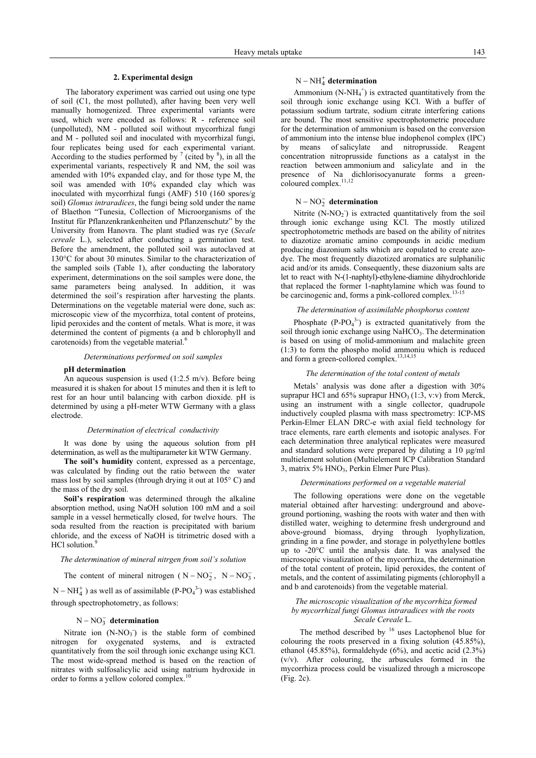## 2. Experimental design

The laboratory experiment was carried out using one type of soil (C1, the most polluted), after having been very well manually homogenized. Three experimental variants were used, which were encoded as follows: R - reference soil (unpolluted), NM - polluted soil without mycorrhizal fungi and M - polluted soil and inoculated with mycorrhizal fungi, four replicates being used for each experimental variant. According to the studies performed by [7] (cited by [8]), in all the experimental variants, respectively R and NM, the soil was amended with 10% expanded clay, and for those type M, the soil was amended with 10% expanded clay which was inoculated with mycorrhizal fungi (AMF) 510 (160 spores/g soil) *Glomus intraradices*, the fungi being sold under the name of Blaethon "Tunesia, Collection of Microorganisms of the Institut für Pflanzenkrankenheiten und Pflanzenschutz" by the University from Hanovra. The plant studied was rye (*Secale cereale* L.), selected after conducting a germination test. Before the amendment, the polluted soil was autoclaved at 130°C for about 30 minutes. Similar to the characterization of the sampled soils (Table 1), after conducting the laboratory experiment, determinations on the soil samples were done, the same parameters being analysed. In addition, it was determined the soil's respiration after harvesting the plants. Determinations on the vegetable material were done, such as: microscopic view of the mycorrhiza, total content of proteins, lipid peroxides and the content of metals. What is more, it was determined the content of pigments (a and b chlorophyll and carotenoids) from the vegetable material.[6]

### *Determinations performed on soil samples*

**pH determination**

An aqueous suspension is used (1:2.5 m/v). Before being measured it is shaken for about 15 minutes and then it is left to rest for an hour until balancing with carbon dioxide. pH is determined by using a pH-meter WTW Germany with a glass electrode.

### *Determination of electrical conductivity*

It was done by using the aqueous solution from pH determination, as well as the multiparameter kit WTW Germany.

**The soil's humidity** content, expressed as a percentage, was calculated by finding out the ratio between the water mass lost by soil samples (through drying it out at 105° C) and the mass of the dry soil.

**Soil's respiration** was determined through the alkaline absorption method, using NaOH solution 100 mM and a soil sample in a vessel hermetically closed, for twelve hours. The soda resulted from the reaction is precipitated with barium chloride, and the excess of NaOH is titrimetric dosed with a HCl solution.[9]

### *The determination of mineral nitrgen from soil's solution*

The content of mineral nitrogen ( $N-NO_2^-$, $N-NO_3^-$, $N-NH_4^+$ ) as well as of assimilable ($P$-$PO_4^{3-}$) was established through spectrophotometry, as follows:

**$N-NO_3^-$ determination**

Nitrate ion ($N$-$NO_3^-$) is the stable form of combined nitrogen for oxygenated systems, and is extracted quantitatively from the soil through ionic exchange using KCl. The most wide-spread method is based on the reaction of nitrates with sulfosalicylic acid using natrium hydroxide in order to forms a yellow colored complex.[10]

**$N-NH_4^+$ determination**

Ammonium ($N$-$NH_4^+$) is extracted quantitatively from the soil through ionic exchange using KCl. With a buffer of potassium sodium tartrate, sodium citrate interfering cations are bound. The most sensitive spectrophotometric procedure for the determination of ammonium is based on the conversion of ammonium into the intense blue indophenol complex (IPC) by means of salicylate and nitroprusside. Reagent concentration nitroprusside functions as a catalyst in the reaction between ammonium and salicylate and in the presence of Na dichlorisocyanurate forms a green-coloured complex.[11,12]

**$N-NO_2^-$ determination**

Nitrite ($N$-$NO_2^-$) is extracted quantitatively from the soil through ionic exchange using KCl. The mostly utilized spectrophotometric methods are based on the ability of nitrites to diazotize aromatic amino compounds in acidic medium producing diazonium salts which are copulated to create azo-dye. The most frequently diazotized aromatics are sulphanilic acid and/or its amids. Consequently, these diazonium salts are let to react with N-(1-naphtyl)-ethylene-diamine dihydrochloride that replaced the former 1-naphtylamine which was found to be carcinogenic and, forms a pink-collored complex.[13-15]

### *The determination of assimilable phosphorus content*

Phosphate ($P$-$PO_4^{3-}$) is extracted quantitatively from the soil through ionic exchange using $NaHCO_3$. The determination is based on using of molid-ammonium and malachite green (1:3) to form the phospho molid ammoniu which is reduced and form a green-collored complex.[13,14,15]

### *The determination of the total content of metals*

Metals' analysis was done after a digestion with 30% suprapur HCl and 65% suprapur $HNO_3$ (1:3, v:v) from Merck, using an instrument with a single collector, quadrupole inductively coupled plasma with mass spectrometry: ICP-MS Perkin-Elmer ELAN DRC-e with axial field technology for trace elements, rare earth elements and isotopic analyses. For each determination three analytical replicates were measured and standard solutions were prepared by diluting a 10 µg/ml multielement solution (Multielement ICP Calibration Standard 3, matrix 5% $HNO_3$, Perkin Elmer Pure Plus).

### *Determinations performed on a vegetable material*

The following operations were done on the vegetable material obtained after harvesting: underground and above-ground portioning, washing the roots with water and then with distilled water, weighing to determine fresh underground and above-ground biomass, drying through lyophylization, grinding in a fine powder, and storage in polyethylene bottles up to -20°C until the analysis date. It was analysed the microscopic visualization of the mycorrhiza, the determination of the total content of protein, lipid peroxides, the content of metals, and the content of assimilating pigments (chlorophyll a and b and carotenoids) from the vegetable material.

### *The microscopic visualization of the mycorrhiza formed by mycorrhizal fungi Glomus intraradices with the roots Secale Cereale L.*

The method described by [16] uses Lactophenol blue for colouring the roots preserved in a fixing solution (45.85%), ethanol (45.85%), formaldehyde (6%), and acetic acid (2.3%) (v/v). After colouring, the arbuscules formed in the mycorrhiza process could be visualized through a microscope (Fig. 2c).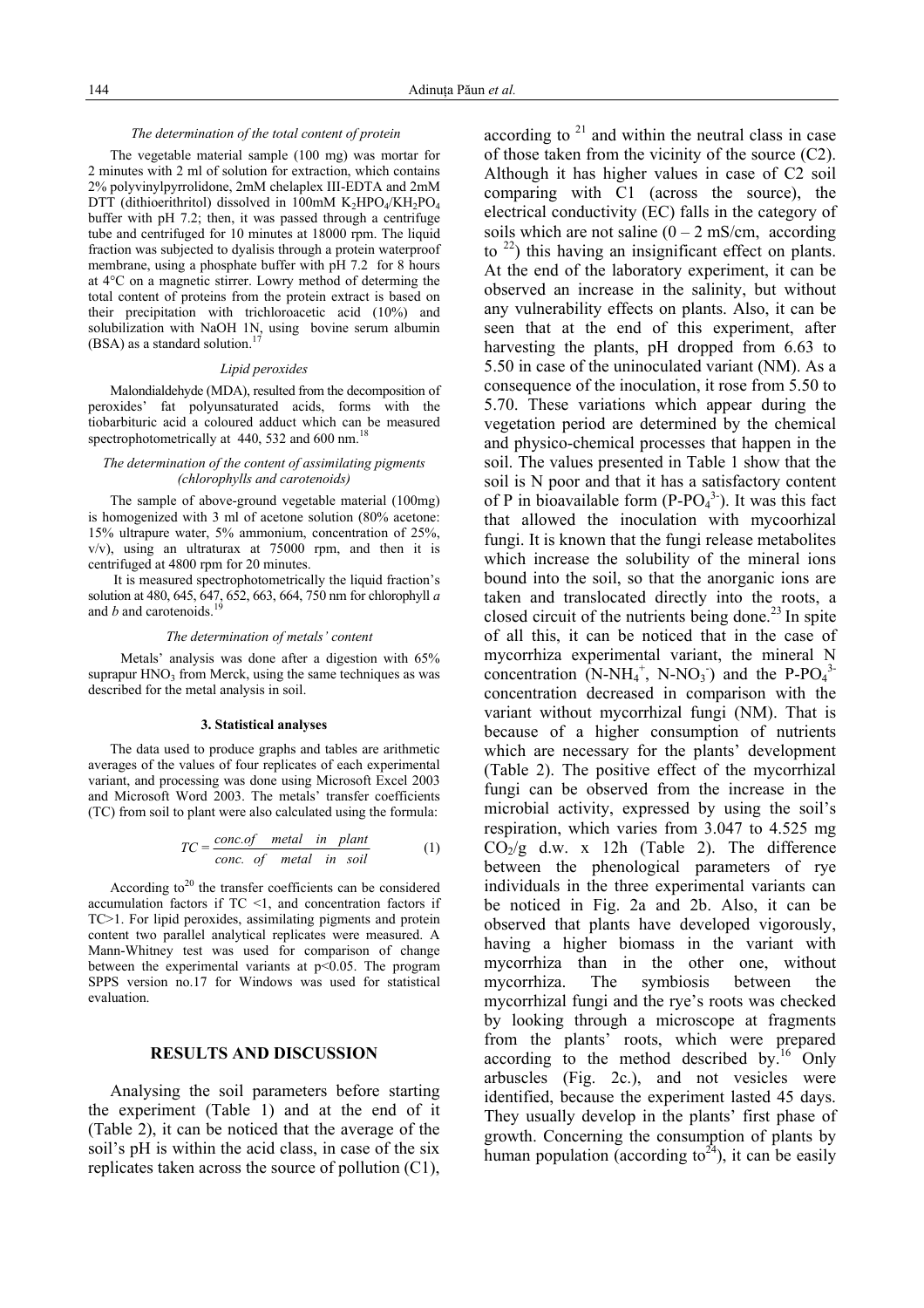*The determination of the total content of protein*

The vegetable material sample (100 mg) was mortar for 2 minutes with 2 ml of solution for extraction, which contains 2% polyvinylpyrrolidone, 2mM chelaplex III-EDTA and 2mM DTT (dithioerithritol) dissolved in 100mM $K_2HPO_4/KH_2PO_4$ buffer with pH 7.2; then, it was passed through a centrifuge tube and centrifuged for 10 minutes at 18000 rpm. The liquid fraction was subjected to dyalisis through a protein waterproof membrane, using a phosphate buffer with pH 7.2 for 8 hours at 4°C on a magnetic stirrer. Lowry method of determing the total content of proteins from the protein extract is based on their precipitation with trichloroacetic acid (10%) and solubilization with NaOH 1N, using bovine serum albumin (BSA) as a standard solution.[17]

*Lipid peroxides*

Malondialdehyde (MDA), resulted from the decomposition of peroxides' fat polyunsaturated acids, forms with the tiobarbituric acid a coloured adduct which can be measured spectrophotometrically at 440, 532 and 600 nm.[18]

*The determination of the content of assimilating pigments (chlorophylls and carotenoids)*

The sample of above-ground vegetable material (100mg) is homogenized with 3 ml of acetone solution (80% acetone: 15% ultrapure water, 5% ammonium, concentration of 25%, v/v), using an ultraturax at 75000 rpm, and then it is centrifuged at 4800 rpm for 20 minutes.

It is measured spectrophotometrically the liquid fraction's solution at 480, 645, 647, 652, 663, 664, 750 nm for chlorophyll *a* and *b* and carotenoids.[19]

*The determination of metals' content*

Metals' analysis was done after a digestion with 65% suprapur $HNO_3$ from Merck, using the same techniques as was described for the metal analysis in soil.

### 3. Statistical analyses

The data used to produce graphs and tables are arithmetic averages of the values of four replicates of each experimental variant, and processing was done using Microsoft Excel 2003 and Microsoft Word 2003. The metals' transfer coefficients (TC) from soil to plant were also calculated using the formula:

$$TC = \frac{conc.of \quad metal \quad in \quad plant}{conc. \; of \quad metal \quad in \quad soil} \qquad (1)$$

According to[20] the transfer coefficients can be considered accumulation factors if TC <1, and concentration factors if TC>1. For lipid peroxides, assimilating pigments and protein content two parallel analytical replicates were measured. A Mann-Whitney test was used for comparison of change between the experimental variants at $p<0.05$. The program SPPS version no.17 for Windows was used for statistical evaluation.

## RESULTS AND DISCUSSION

Analysing the soil parameters before starting the experiment (Table 1) and at the end of it (Table 2), it can be noticed that the average of the soil's pH is within the acid class, in case of the six replicates taken across the source of pollution (C1), according to [21] and within the neutral class in case of those taken from the vicinity of the source (C2). Although it has higher values in case of C2 soil comparing with C1 (across the source), the electrical conductivity (EC) falls in the category of soils which are not saline (0 – 2 mS/cm, according to [22]) this having an insignificant effect on plants. At the end of the laboratory experiment, it can be observed an increase in the salinity, but without any vulnerability effects on plants. Also, it can be seen that at the end of this experiment, after harvesting the plants, pH dropped from 6.63 to 5.50 in case of the uninoculated variant (NM). As a consequence of the inoculation, it rose from 5.50 to 5.70. These variations which appear during the vegetation period are determined by the chemical and physico-chemical processes that happen in the soil. The values presented in Table 1 show that the soil is N poor and that it has a satisfactory content of P in bioavailable form ($P\text{-}PO_4^{3-}$). It was this fact that allowed the inoculation with mycoorhizal fungi. It is known that the fungi release metabolites which increase the solubility of the mineral ions bound into the soil, so that the anorganic ions are taken and translocated directly into the roots, a closed circuit of the nutrients being done.[23] In spite of all this, it can be noticed that in the case of mycorrhiza experimental variant, the mineral N concentration ($N\text{-}NH_4^+$, $N\text{-}NO_3^-$) and the $P\text{-}PO_4^{3-}$ concentration decreased in comparison with the variant without mycorrhizal fungi (NM). That is because of a higher consumption of nutrients which are necessary for the plants' development (Table 2). The positive effect of the mycorrhizal fungi can be observed from the increase in the microbial activity, expressed by using the soil's respiration, which varies from 3.047 to 4.525 mg $CO_2$/g d.w. x 12h (Table 2). The difference between the phenological parameters of rye individuals in the three experimental variants can be noticed in Fig. 2a and 2b. Also, it can be observed that plants have developed vigorously, having a higher biomass in the variant with mycorrhiza than in the other one, without mycorrhiza. The symbiosis between the mycorrhizal fungi and the rye's roots was checked by looking through a microscope at fragments from the plants' roots, which were prepared according to the method described by.[16] Only arbuscles (Fig. 2c.), and not vesicles were identified, because the experiment lasted 45 days. They usually develop in the plants' first phase of growth. Concerning the consumption of plants by human population (according to[24]), it can be easily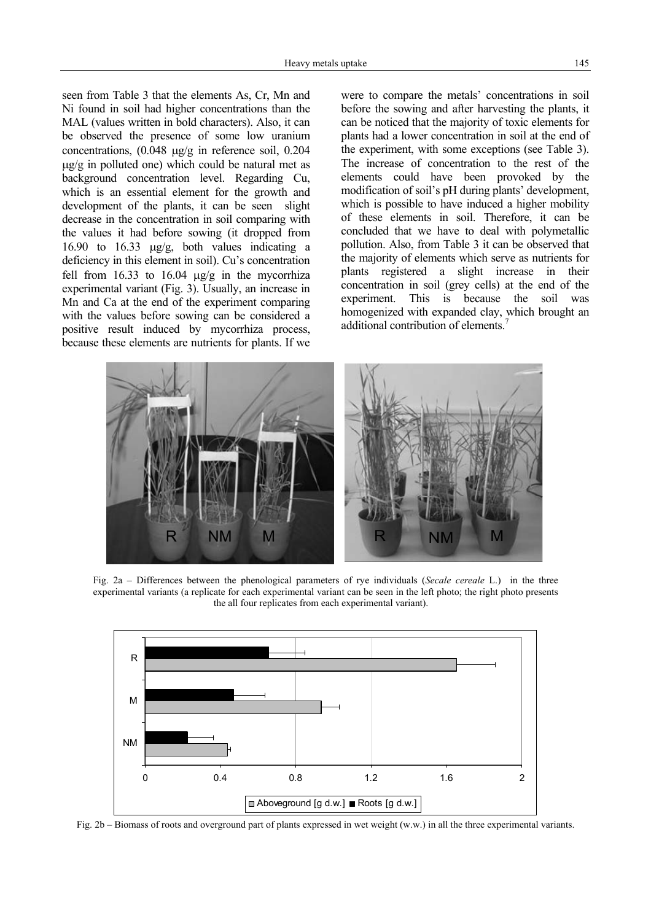seen from Table 3 that the elements As, Cr, Mn and Ni found in soil had higher concentrations than the MAL (values written in bold characters). Also, it can be observed the presence of some low uranium concentrations, (0.048 μg/g in reference soil, 0.204 μg/g in polluted one) which could be natural met as background concentration level. Regarding Cu, which is an essential element for the growth and development of the plants, it can be seen slight decrease in the concentration in soil comparing with the values it had before sowing (it dropped from 16.90 to 16.33 μg/g, both values indicating a deficiency in this element in soil). Cu's concentration fell from 16.33 to 16.04 μg/g in the mycorrhiza experimental variant (Fig. 3). Usually, an increase in Mn and Ca at the end of the experiment comparing with the values before sowing can be considered a positive result induced by mycorrhiza process, because these elements are nutrients for plants. If we were to compare the metals' concentrations in soil before the sowing and after harvesting the plants, it can be noticed that the majority of toxic elements for plants had a lower concentration in soil at the end of the experiment, with some exceptions (see Table 3). The increase of concentration to the rest of the elements could have been provoked by the modification of soil's pH during plants' development, which is possible to have induced a higher mobility of these elements in soil. Therefore, it can be concluded that we have to deal with polymetallic pollution. Also, from Table 3 it can be observed that the majority of elements which serve as nutrients for plants registered a slight increase in their concentration in soil (grey cells) at the end of the experiment. This is because the soil was homogenized with expanded clay, which brought an additional contribution of elements.[7]

Fig. 2a – Differences between the phenological parameters of rye individuals (*Secale cereale* L.) in the three experimental variants (a replicate for each experimental variant can be seen in the left photo; the right photo presents the all four replicates from each experimental variant).

Fig. 2b – Biomass of roots and overground part of plants expressed in wet weight (w.w.) in all the three experimental variants.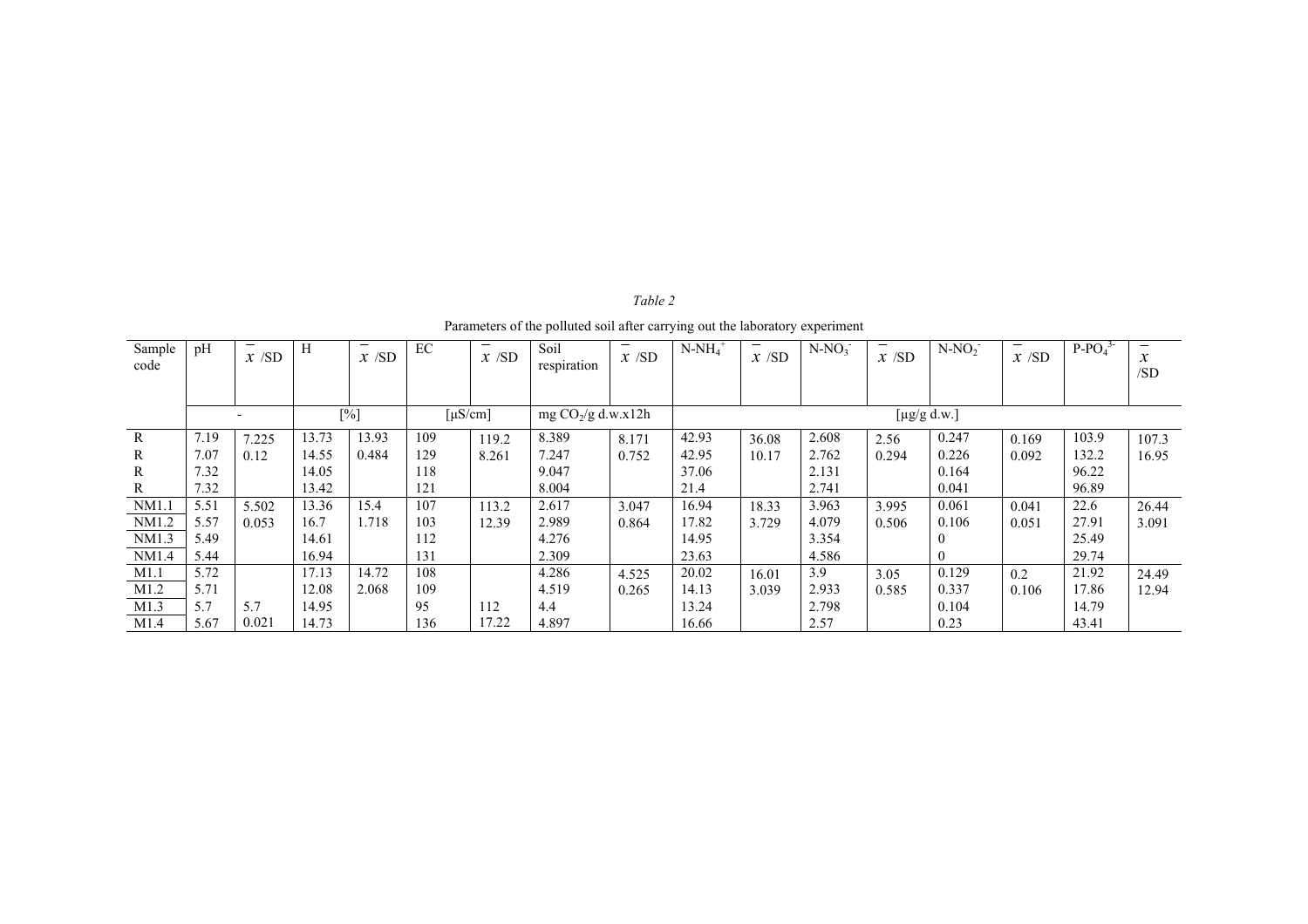*Table 2*

Parameters of the polluted soil after carrying out the laboratory experiment

| Sample code | pH | $\bar{x}$ /SD | H | $\bar{x}$ /SD | EC | $\bar{x}$ /SD | Soil respiration | $\bar{x}$ /SD | $N\text{-}NH_4^+$ | $\bar{x}$ /SD | $N\text{-}NO_3^-$ | $\bar{x}$ /SD | $N\text{-}NO_2^-$ | $\bar{x}$ /SD | $P\text{-}PO_4^{3-}$ | $\bar{x}$ /SD |
|---|---|---|---|---|---|---|---|---|---|---|---|---|---|---|---|---|
| | - | | [%] | | [µS/cm] | | mg $CO_2$/g d.w.x12h | | [µg/g d.w.] | | | | | | | |
| R | 7.19 | 7.225 | 13.73 | 13.93 | 109 | 119.2 | 8.389 | 8.171 | 42.93 | 36.08 | 2.608 | 2.56 | 0.247 | 0.169 | 103.9 | 107.3 |
| R | 7.07 | 0.12 | 14.55 | 0.484 | 129 | 8.261 | 7.247 | 0.752 | 42.95 | 10.17 | 2.762 | 0.294 | 0.226 | 0.092 | 132.2 | 16.95 |
| R | 7.32 | | 14.05 | | 118 | | 9.047 | | 37.06 | | 2.131 | | 0.164 | | 96.22 | |
| R | 7.32 | | 13.42 | | 121 | | 8.004 | | 21.4 | | 2.741 | | 0.041 | | 96.89 | |
| NM1.1 | 5.51 | 5.502 | 13.36 | 15.4 | 107 | 113.2 | 2.617 | 3.047 | 16.94 | 18.33 | 3.963 | 3.995 | 0.061 | 0.041 | 22.6 | 26.44 |
| NM1.2 | 5.57 | 0.053 | 16.7 | 1.718 | 103 | 12.39 | 2.989 | 0.864 | 17.82 | 3.729 | 4.079 | 0.506 | 0.106 | 0.051 | 27.91 | 3.091 |
| NM1.3 | 5.49 | | 14.61 | | 112 | | 4.276 | | 14.95 | | 3.354 | | 0 | | 25.49 | |
| NM1.4 | 5.44 | | 16.94 | | 131 | | 2.309 | | 23.63 | | 4.586 | | 0 | | 29.74 | |
| M1.1 | 5.72 | | 17.13 | 14.72 | 108 | | 4.286 | 4.525 | 20.02 | 16.01 | 3.9 | 3.05 | 0.129 | 0.2 | 21.92 | 24.49 |
| M1.2 | 5.71 | | 12.08 | 2.068 | 109 | | 4.519 | 0.265 | 14.13 | 3.039 | 2.933 | 0.585 | 0.337 | 0.106 | 17.86 | 12.94 |
| M1.3 | 5.7 | 5.7 | 14.95 | | 95 | 112 | 4.4 | | 13.24 | | 2.798 | | 0.104 | | 14.79 | |
| M1.4 | 5.67 | 0.021 | 14.73 | | 136 | 17.22 | 4.897 | | 16.66 | | 2.57 | | 0.23 | | 43.41 | |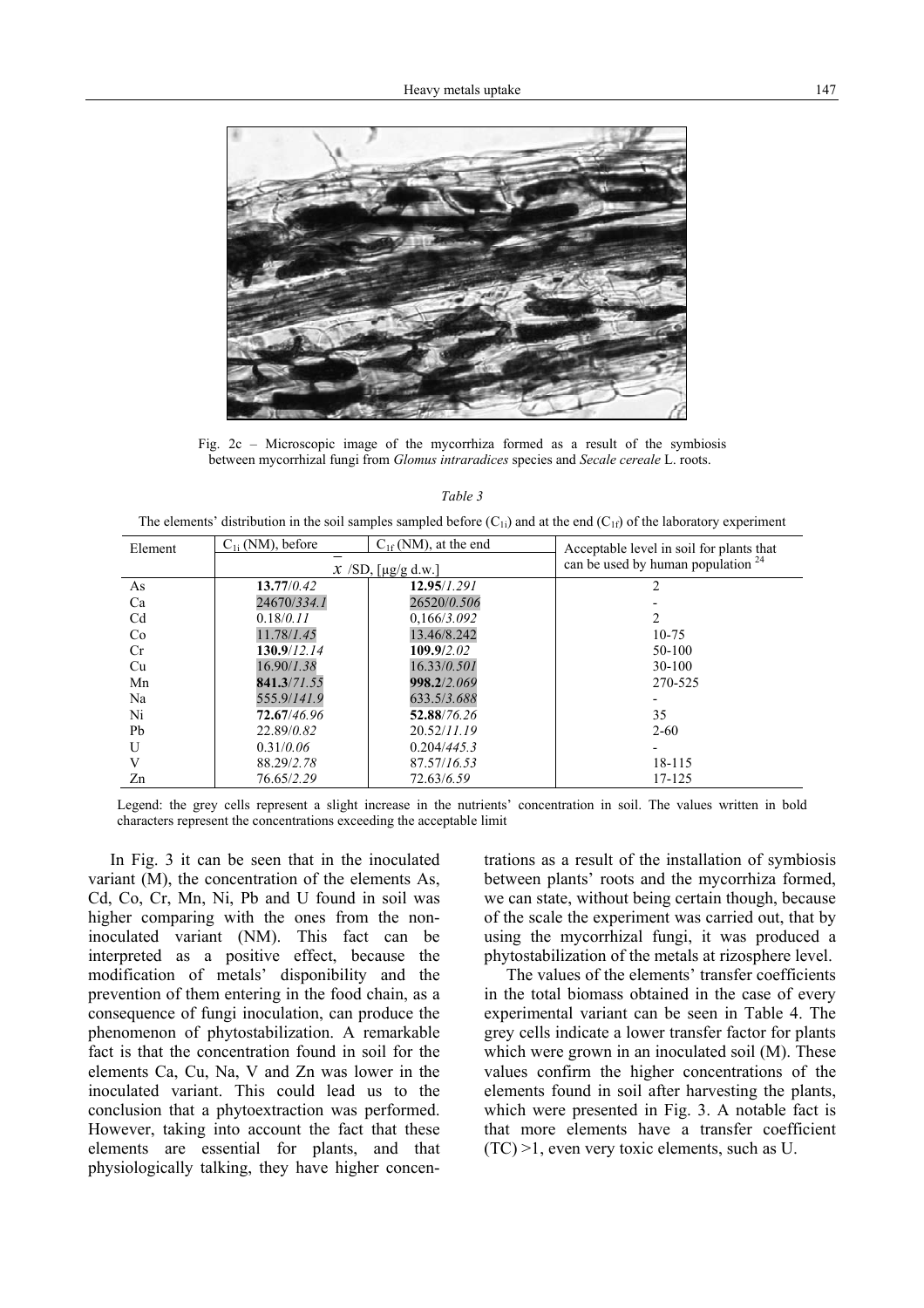Fig. 2c – Microscopic image of the mycorrhiza formed as a result of the symbiosis between mycorrhizal fungi from *Glomus intraradices* species and *Secale cereale* L. roots.

*Table 3*

The elements' distribution in the soil samples sampled before ($C_{1i}$) and at the end ($C_{1f}$) of the laboratory experiment

| Element | $C_{1i}$ (NM), before | $C_{1f}$ (NM), at the end | Acceptable level in soil for plants that can be used by human population [24] |
|---|---|---|---|
| | $\bar{x}$ /SD, [µg/g d.w.] | | |
| As | **13.77**/*0.42* | **12.95**/*1.291* | 2 |
| Ca | 24670/*334.1* | 26520/*0.506* | - |
| Cd | 0.18/*0.11* | 0,166/*3.092* | 2 |
| Co | 11.78/*1.45* | 13.46/8.242 | 10-75 |
| Cr | **130.9**/*12.14* | **109.9**/*2.02* | 50-100 |
| Cu | 16.90/*1.38* | 16.33/*0.501* | 30-100 |
| Mn | **841.3**/*71.55* | **998.2**/*2.069* | 270-525 |
| Na | *555.9/141.9* | 633.5/*3.688* | - |
| Ni | **72.67**/*46.96* | **52.88**/*76.26* | 35 |
| Pb | 22.89/*0.82* | 20.52/*11.19* | 2-60 |
| U | 0.31/*0.06* | 0.204/*445.3* | - |
| V | 88.29/*2.78* | 87.57/*16.53* | 18-115 |
| Zn | 76.65/*2.29* | 72.63/*6.59* | 17-125 |

Legend: the grey cells represent a slight increase in the nutrients' concentration in soil. The values written in bold characters represent the concentrations exceeding the acceptable limit

In Fig. 3 it can be seen that in the inoculated variant (M), the concentration of the elements As, Cd, Co, Cr, Mn, Ni, Pb and U found in soil was higher comparing with the ones from the non-inoculated variant (NM). This fact can be interpreted as a positive effect, because the modification of metals' disponibility and the prevention of them entering in the food chain, as a consequence of fungi inoculation, can produce the phenomenon of phytostabilization. A remarkable fact is that the concentration found in soil for the elements Ca, Cu, Na, V and Zn was lower in the inoculated variant. This could lead us to the conclusion that a phytoextraction was performed. However, taking into account the fact that these elements are essential for plants, and that physiologically talking, they have higher concentrations as a result of the installation of symbiosis between plants' roots and the mycorrhiza formed, we can state, without being certain though, because of the scale the experiment was carried out, that by using the mycorrhizal fungi, it was produced a phytostabilization of the metals at rizosphere level.

The values of the elements' transfer coefficients in the total biomass obtained in the case of every experimental variant can be seen in Table 4. The grey cells indicate a lower transfer factor for plants which were grown in an inoculated soil (M). These values confirm the higher concentrations of the elements found in soil after harvesting the plants, which were presented in Fig. 3. A notable fact is that more elements have a transfer coefficient (TC) >1, even very toxic elements, such as U.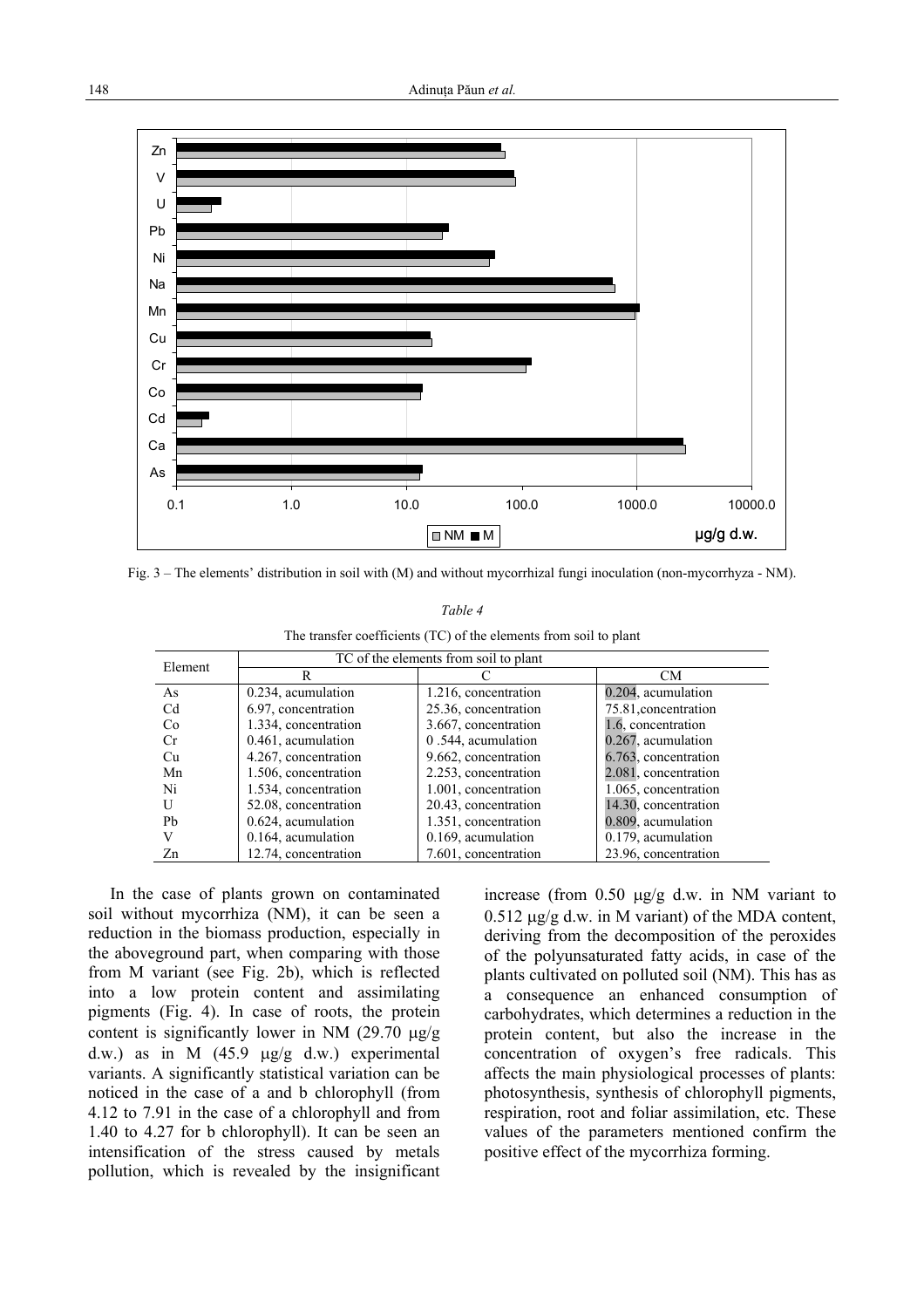Fig. 3 – The elements' distribution in soil with (M) and without mycorrhizal fungi inoculation (non-mycorrhyza - NM).

*Table 4*

The transfer coefficients (TC) of the elements from soil to plant

| Element | TC of the elements from soil to plant | | |
|---|---|---|---|
| | R | C | CM |
| As | 0.234, acumulation | 1.216, concentration | 0.204, acumulation |
| Cd | 6.97, concentration | 25.36, concentration | 75.81,concentration |
| Co | 1.334, concentration | 3.667, concentration | 1.6, concentration |
| Cr | 0.461, acumulation | 0 .544, acumulation | 0.267, acumulation |
| Cu | 4.267, concentration | 9.662, concentration | 6.763, concentration |
| Mn | 1.506, concentration | 2.253, concentration | 2.081, concentration |
| Ni | 1.534, concentration | 1.001, concentration | 1.065, concentration |
| U | 52.08, concentration | 20.43, concentration | 14.30, concentration |
| Pb | 0.624, acumulation | 1.351, concentration | 0.809, acumulation |
| V | 0.164, acumulation | 0.169, acumulation | 0.179, acumulation |
| Zn | 12.74, concentration | 7.601, concentration | 23.96, concentration |

In the case of plants grown on contaminated soil without mycorrhiza (NM), it can be seen a reduction in the biomass production, especially in the aboveground part, when comparing with those from M variant (see Fig. 2b), which is reflected into a low protein content and assimilating pigments (Fig. 4). In case of roots, the protein content is significantly lower in NM (29.70 μg/g d.w.) as in M (45.9 μg/g d.w.) experimental variants. A significantly statistical variation can be noticed in the case of a and b chlorophyll (from 4.12 to 7.91 in the case of a chlorophyll and from 1.40 to 4.27 for b chlorophyll). It can be seen an intensification of the stress caused by metals pollution, which is revealed by the insignificant increase (from 0.50 μg/g d.w. in NM variant to 0.512 μg/g d.w. in M variant) of the MDA content, deriving from the decomposition of the peroxides of the polyunsaturated fatty acids, in case of the plants cultivated on polluted soil (NM). This has as a consequence an enhanced consumption of carbohydrates, which determines a reduction in the protein content, but also the increase in the concentration of oxygen's free radicals. This affects the main physiological processes of plants: photosynthesis, synthesis of chlorophyll pigments, respiration, root and foliar assimilation, etc. These values of the parameters mentioned confirm the positive effect of the mycorrhiza forming.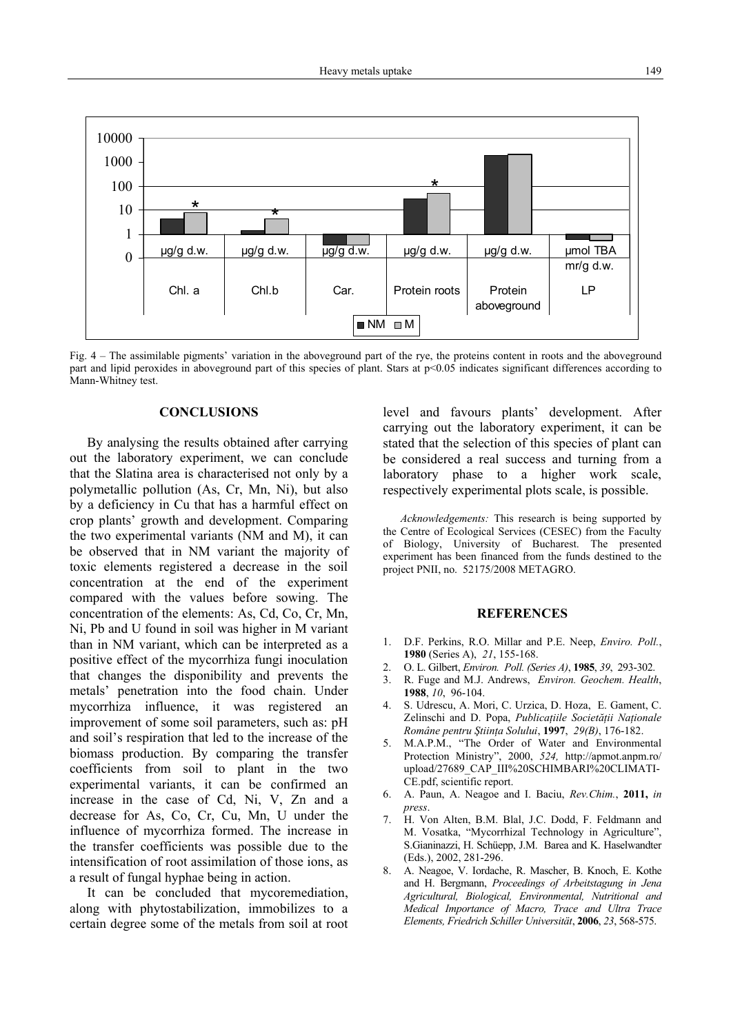Fig. 4 – The assimilable pigments' variation in the aboveground part of the rye, the proteins content in roots and the aboveground part and lipid peroxides in aboveground part of this species of plant. Stars at p<0.05 indicates significant differences according to Mann-Whitney test.

## CONCLUSIONS

By analysing the results obtained after carrying out the laboratory experiment, we can conclude that the Slatina area is characterised not only by a polymetallic pollution (As, Cr, Mn, Ni), but also by a deficiency in Cu that has a harmful effect on crop plants' growth and development. Comparing the two experimental variants (NM and M), it can be observed that in NM variant the majority of toxic elements registered a decrease in the soil concentration at the end of the experiment compared with the values before sowing. The concentration of the elements: As, Cd, Co, Cr, Mn, Ni, Pb and U found in soil was higher in M variant than in NM variant, which can be interpreted as a positive effect of the mycorrhiza fungi inoculation that changes the disponibility and prevents the metals' penetration into the food chain. Under mycorrhiza influence, it was registered an improvement of some soil parameters, such as: pH and soil's respiration that led to the increase of the biomass production. By comparing the transfer coefficients from soil to plant in the two experimental variants, it can be confirmed an increase in the case of Cd, Ni, V, Zn and a decrease for As, Co, Cr, Cu, Mn, U under the influence of mycorrhiza formed. The increase in the transfer coefficients was possible due to the intensification of root assimilation of those ions, as a result of fungal hyphae being in action.

It can be concluded that mycoremediation, along with phytostabilization, immobilizes to a certain degree some of the metals from soil at root level and favours plants' development. After carrying out the laboratory experiment, it can be stated that the selection of this species of plant can be considered a real success and turning from a laboratory phase to a higher work scale, respectively experimental plots scale, is possible.

*Acknowledgements:* This research is being supported by the Centre of Ecological Services (CESEC) from the Faculty of Biology, University of Bucharest. The presented experiment has been financed from the funds destined to the project PNII, no. 52175/2008 METAGRO.

## REFERENCES

1. D.F. Perkins, R.O. Millar and P.E. Neep, *Enviro. Poll.*, **1980** (Series A), *21*, 155-168.
2. O. L. Gilbert, *Environ. Poll. (Series A)*, **1985**, *39*, 293-302.
3. R. Fuge and M.J. Andrews, *Environ. Geochem. Health*, **1988**, *10*, 96-104.
4. S. Udrescu, A. Mori, C. Urzica, D. Hoza, E. Gament, C. Zelinschi and D. Popa, *Publicațiile Societății Naționale Române pentru Știința Solului*, **1997**, *29(B)*, 176-182.
5. M.A.P.M., "The Order of Water and Environmental Protection Ministry", 2000, *524,* http://apmot.anpm.ro/upload/27689_CAP_III%20SCHIMBARI%20CLIMATI-CE.pdf, scientific report.
6. A. Paun, A. Neagoe and I. Baciu, *Rev.Chim.*, **2011,** *in press*.
7. H. Von Alten, B.M. Blal, J.C. Dodd, F. Feldmann and M. Vosatka, "Mycorrhizal Technology in Agriculture", S.Gianinazzi, H. Schüepp, J.M. Barea and K. Haselwandter (Eds.), 2002, 281-296.
8. A. Neagoe, V. Iordache, R. Mascher, B. Knoch, E. Kothe and H. Bergmann, *Proceedings of Arbeitstagung in Jena Agricultural, Biological, Environmental, Nutritional and Medical Importance of Macro, Trace and Ultra Trace Elements, Friedrich Schiller Universität*, **2006**, *23*, 568-575.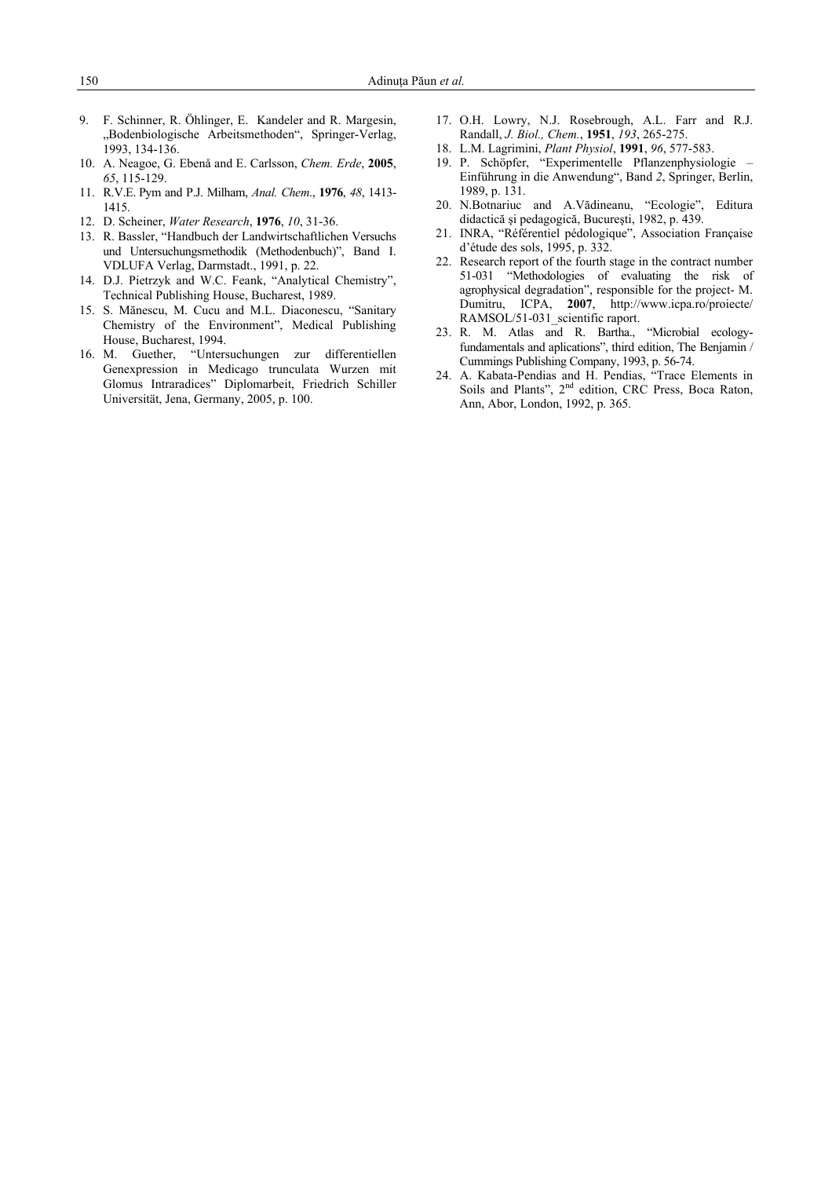9. F. Schinner, R. Öhlinger, E. Kandeler and R. Margesin, „Bodenbiologische Arbeitsmethoden“, Springer-Verlag, 1993, 134-136.
10. A. Neagoe, G. Ebenå and E. Carlsson, *Chem. Erde*, **2005**, *65*, 115-129.
11. R.V.E. Pym and P.J. Milham, *Anal. Chem*., **1976**, *48*, 1413-1415.
12. D. Scheiner, *Water Research*, **1976**, *10*, 31-36.
13. R. Bassler, "Handbuch der Landwirtschaftlichen Versuchs und Untersuchungsmethodik (Methodenbuch)", Band I. VDLUFA Verlag, Darmstadt., 1991, p. 22.
14. D.J. Pietrzyk and W.C. Feank, "Analytical Chemistry", Technical Publishing House, Bucharest, 1989.
15. S. Mănescu, M. Cucu and M.L. Diaconescu, "Sanitary Chemistry of the Environment", Medical Publishing House, Bucharest, 1994.
16. M. Guether, "Untersuchungen zur differentiellen Genexpression in Medicago trunculata Wurzen mit Glomus Intraradices" Diplomarbeit, Friedrich Schiller Universität, Jena, Germany, 2005, p. 100.
17. O.H. Lowry, N.J. Rosebrough, A.L. Farr and R.J. Randall, *J. Biol., Chem.*, **1951**, *193*, 265-275.
18. L.M. Lagrimini, *Plant Physiol*, **1991**, *96*, 577-583.
19. P. Schöpfer, "Experimentelle Pflanzenphysiologie – Einführung in die Anwendung", Band *2*, Springer, Berlin, 1989, p. 131.
20. N.Botnariuc and A.Vădineanu, "Ecologie", Editura didactică şi pedagogică, Bucureşti, 1982, p. 439.
21. INRA, "Référentiel pédologique", Association Française d'étude des sols, 1995, p. 332.
22. Research report of the fourth stage in the contract number 51-031 "Methodologies of evaluating the risk of agrophysical degradation", responsible for the project- M. Dumitru, ICPA, **2007**, http://www.icpa.ro/proiecte/RAMSOL/51-031_scientific raport.
23. R. M. Atlas and R. Bartha., "Microbial ecology-fundamentals and aplications", third edition, The Benjamin / Cummings Publishing Company, 1993, p. 56-74.
24. A. Kabata-Pendias and H. Pendias, "Trace Elements in Soils and Plants", 2nd edition, CRC Press, Boca Raton, Ann, Abor, London, 1992, p. 365.